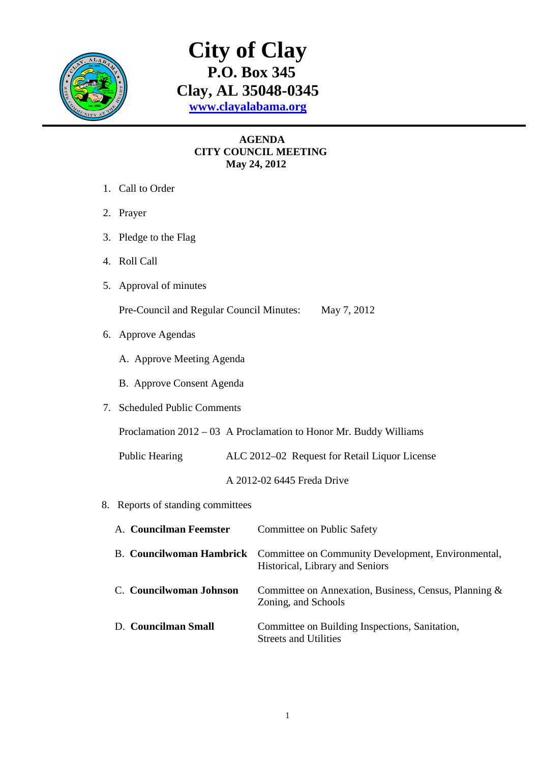# City of Clay

**P.O. Box 345**
**Clay, AL 35048-0345**
**www.clayalabama.org**

---

**AGENDA**
**CITY COUNCIL MEETING**
**May 24, 2012**

1. Call to Order
2. Prayer
3. Pledge to the Flag
4. Roll Call
5. Approval of minutes

   Pre-Council and Regular Council Minutes: May 7, 2012

6. Approve Agendas

   A. Approve Meeting Agenda

   B. Approve Consent Agenda

7. Scheduled Public Comments

   Proclamation 2012 – 03 A Proclamation to Honor Mr. Buddy Williams

   Public Hearing ALC 2012–02 Request for Retail Liquor License

   A 2012-02 6445 Freda Drive

8. Reports of standing committees

| | |
|---|---|
| A. **Councilman Feemster** | Committee on Public Safety |
| B. **Councilwoman Hambrick** | Committee on Community Development, Environmental, Historical, Library and Seniors |
| C. **Councilwoman Johnson** | Committee on Annexation, Business, Census, Planning & Zoning, and Schools |
| D. **Councilman Small** | Committee on Building Inspections, Sanitation, Streets and Utilities |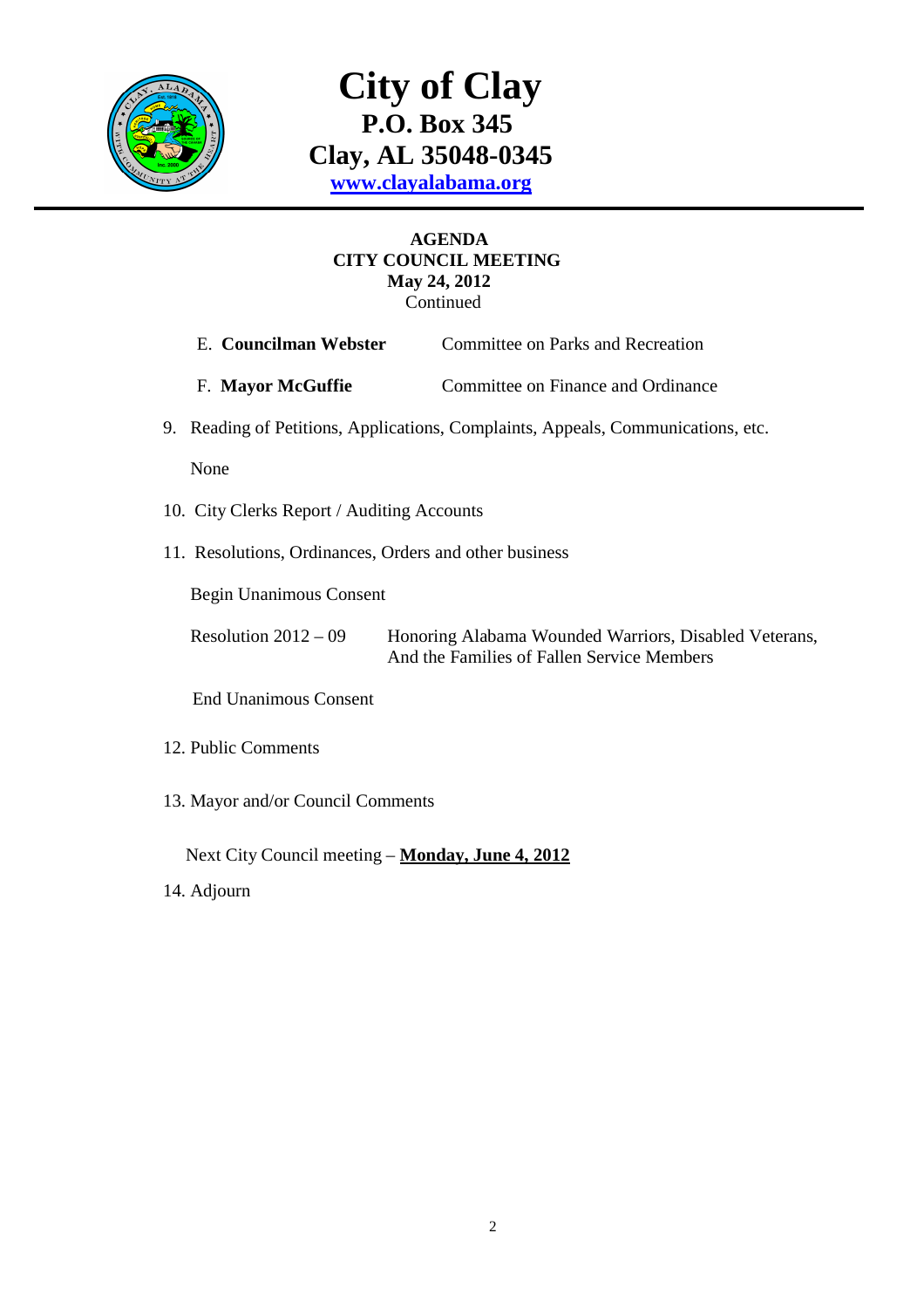# City of Clay

**P.O. Box 345**
**Clay, AL 35048-0345**
**[www.clayalabama.org](http://www.clayalabama.org)**

---

**AGENDA**
**CITY COUNCIL MEETING**
**May 24, 2012**
Continued

E. **Councilman Webster** — Committee on Parks and Recreation

F. **Mayor McGuffie** — Committee on Finance and Ordinance

9. Reading of Petitions, Applications, Complaints, Appeals, Communications, etc.

   None

10. City Clerks Report / Auditing Accounts

11. Resolutions, Ordinances, Orders and other business

    Begin Unanimous Consent

    Resolution 2012 – 09 — Honoring Alabama Wounded Warriors, Disabled Veterans, And the Families of Fallen Service Members

    End Unanimous Consent

12. Public Comments

13. Mayor and/or Council Comments

    Next City Council meeting – **Monday, June 4, 2012**

14. Adjourn